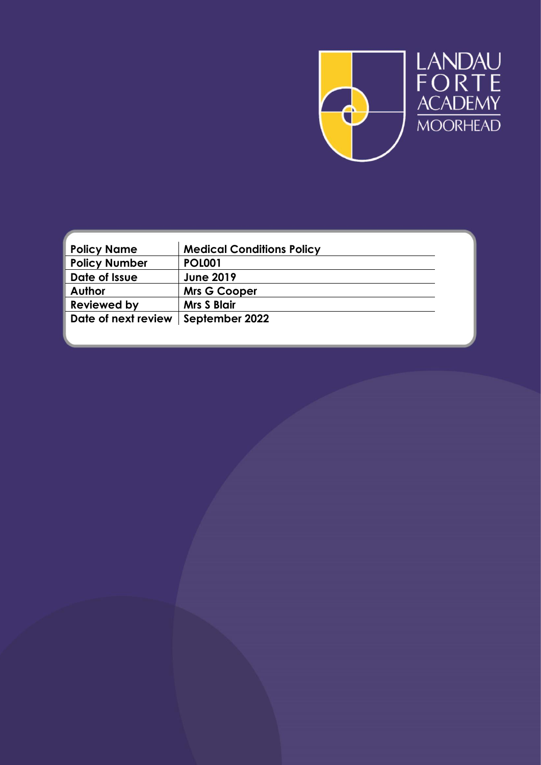LANDAU FORTE ACADEMY MOORHEAD

| Policy Name | Medical Conditions Policy |
|---|---|
| Policy Number | POL001 |
| Date of Issue | June 2019 |
| Author | Mrs G Cooper |
| Reviewed by | Mrs S Blair |
| Date of next review | September 2022 |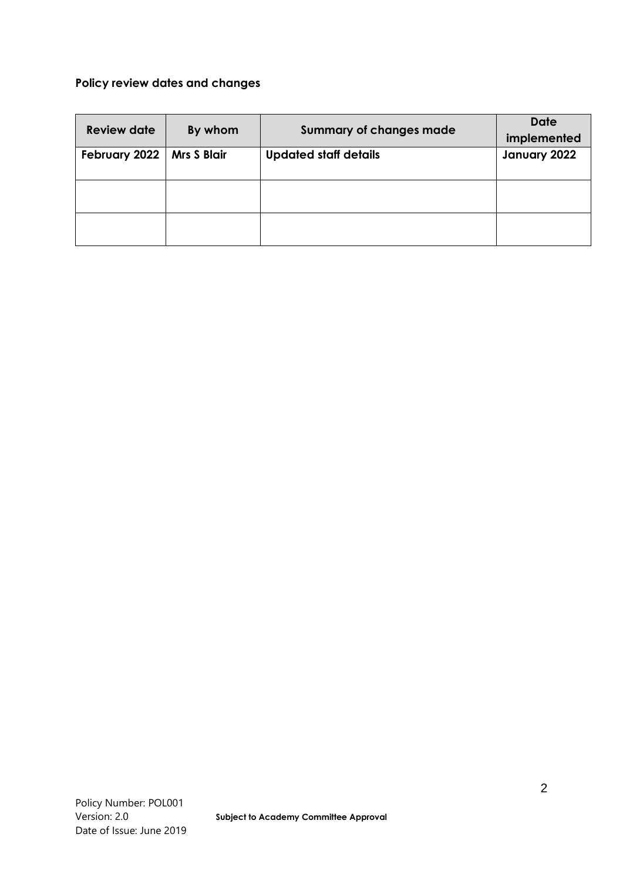**Policy review dates and changes**

| Review date | By whom | Summary of changes made | Date implemented |
|---|---|---|---|
| **February 2022** | **Mrs S Blair** | **Updated staff details** | **January 2022** |
| | | | |
| | | | |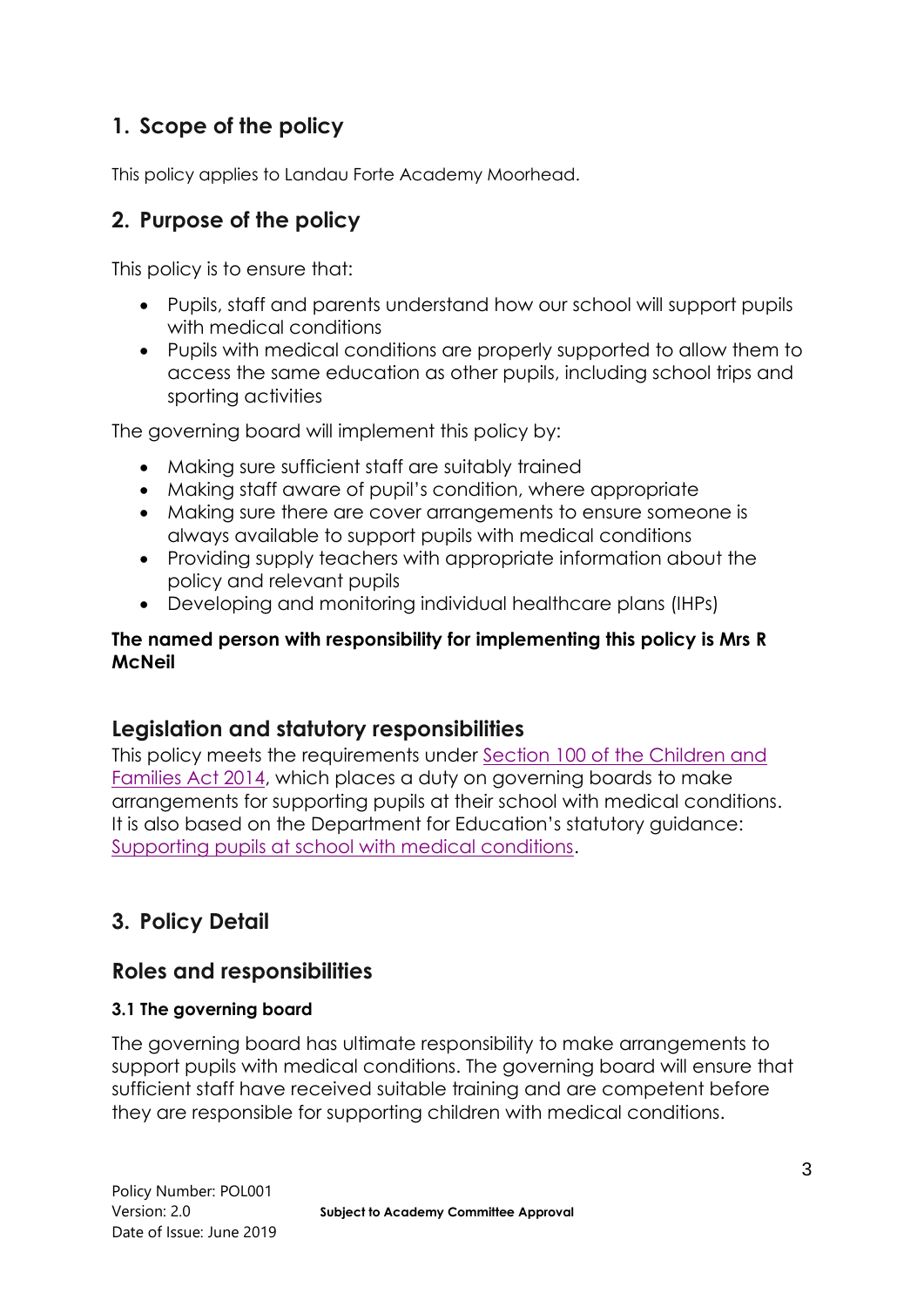## 1. Scope of the policy

This policy applies to Landau Forte Academy Moorhead.

## 2. Purpose of the policy

This policy is to ensure that:

- Pupils, staff and parents understand how our school will support pupils with medical conditions
- Pupils with medical conditions are properly supported to allow them to access the same education as other pupils, including school trips and sporting activities

The governing board will implement this policy by:

- Making sure sufficient staff are suitably trained
- Making staff aware of pupil's condition, where appropriate
- Making sure there are cover arrangements to ensure someone is always available to support pupils with medical conditions
- Providing supply teachers with appropriate information about the policy and relevant pupils
- Developing and monitoring individual healthcare plans (IHPs)

**The named person with responsibility for implementing this policy is Mrs R McNeil**

### Legislation and statutory responsibilities

This policy meets the requirements under Section 100 of the Children and Families Act 2014, which places a duty on governing boards to make arrangements for supporting pupils at their school with medical conditions. It is also based on the Department for Education's statutory guidance: Supporting pupils at school with medical conditions.

## 3. Policy Detail

### Roles and responsibilities

#### 3.1 The governing board

The governing board has ultimate responsibility to make arrangements to support pupils with medical conditions. The governing board will ensure that sufficient staff have received suitable training and are competent before they are responsible for supporting children with medical conditions.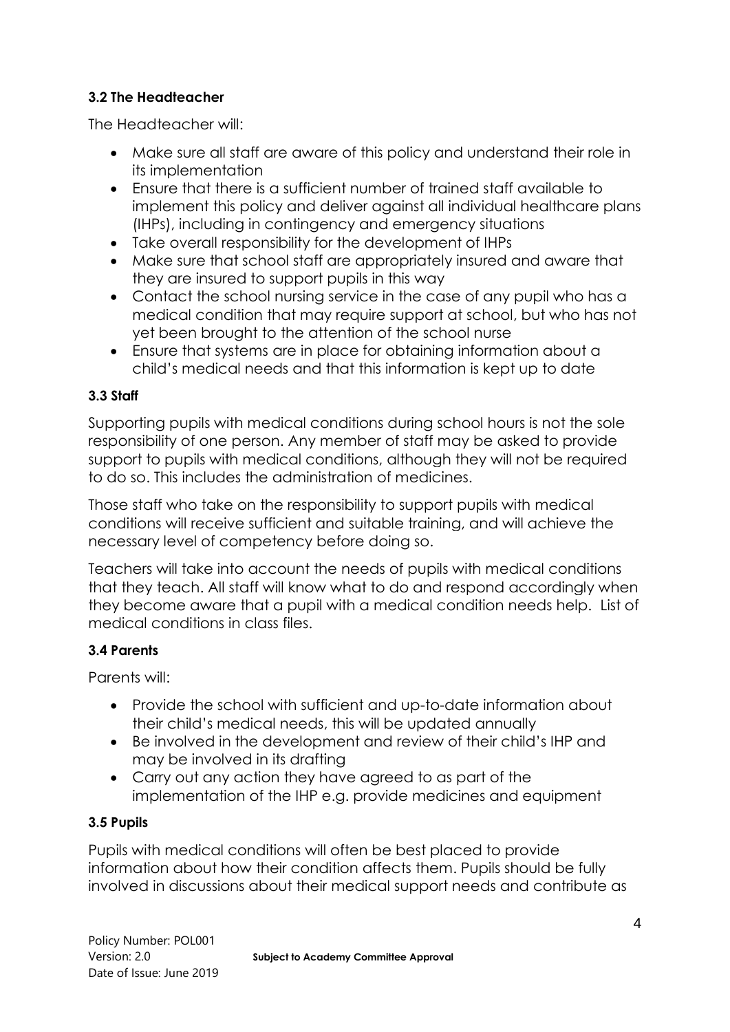### 3.2 The Headteacher

The Headteacher will:

- Make sure all staff are aware of this policy and understand their role in its implementation
- Ensure that there is a sufficient number of trained staff available to implement this policy and deliver against all individual healthcare plans (IHPs), including in contingency and emergency situations
- Take overall responsibility for the development of IHPs
- Make sure that school staff are appropriately insured and aware that they are insured to support pupils in this way
- Contact the school nursing service in the case of any pupil who has a medical condition that may require support at school, but who has not yet been brought to the attention of the school nurse
- Ensure that systems are in place for obtaining information about a child's medical needs and that this information is kept up to date

### 3.3 Staff

Supporting pupils with medical conditions during school hours is not the sole responsibility of one person. Any member of staff may be asked to provide support to pupils with medical conditions, although they will not be required to do so. This includes the administration of medicines.

Those staff who take on the responsibility to support pupils with medical conditions will receive sufficient and suitable training, and will achieve the necessary level of competency before doing so.

Teachers will take into account the needs of pupils with medical conditions that they teach. All staff will know what to do and respond accordingly when they become aware that a pupil with a medical condition needs help. List of medical conditions in class files.

### 3.4 Parents

Parents will:

- Provide the school with sufficient and up-to-date information about their child's medical needs, this will be updated annually
- Be involved in the development and review of their child's IHP and may be involved in its drafting
- Carry out any action they have agreed to as part of the implementation of the IHP e.g. provide medicines and equipment

### 3.5 Pupils

Pupils with medical conditions will often be best placed to provide information about how their condition affects them. Pupils should be fully involved in discussions about their medical support needs and contribute as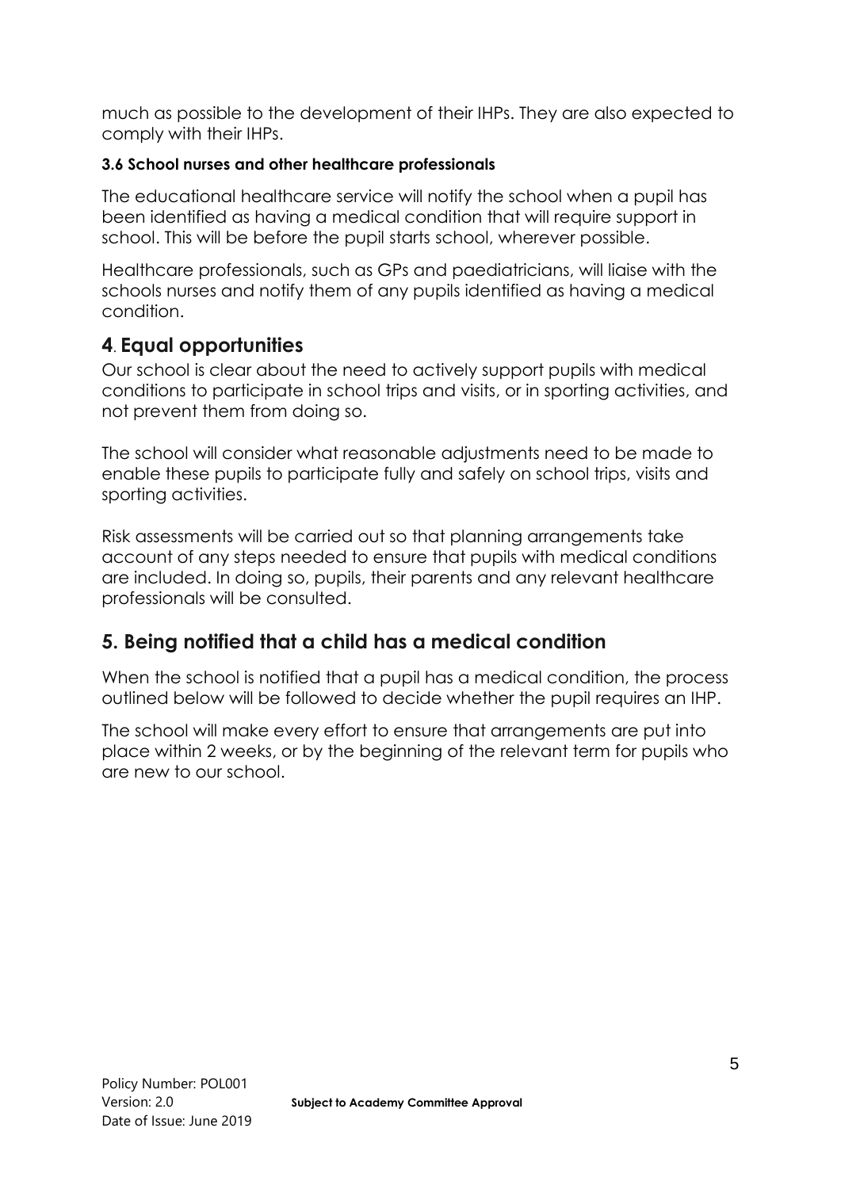much as possible to the development of their IHPs. They are also expected to comply with their IHPs.

#### 3.6 School nurses and other healthcare professionals

The educational healthcare service will notify the school when a pupil has been identified as having a medical condition that will require support in school. This will be before the pupil starts school, wherever possible.

Healthcare professionals, such as GPs and paediatricians, will liaise with the schools nurses and notify them of any pupils identified as having a medical condition.

## 4. Equal opportunities

Our school is clear about the need to actively support pupils with medical conditions to participate in school trips and visits, or in sporting activities, and not prevent them from doing so.

The school will consider what reasonable adjustments need to be made to enable these pupils to participate fully and safely on school trips, visits and sporting activities.

Risk assessments will be carried out so that planning arrangements take account of any steps needed to ensure that pupils with medical conditions are included. In doing so, pupils, their parents and any relevant healthcare professionals will be consulted.

## 5. Being notified that a child has a medical condition

When the school is notified that a pupil has a medical condition, the process outlined below will be followed to decide whether the pupil requires an IHP.

The school will make every effort to ensure that arrangements are put into place within 2 weeks, or by the beginning of the relevant term for pupils who are new to our school.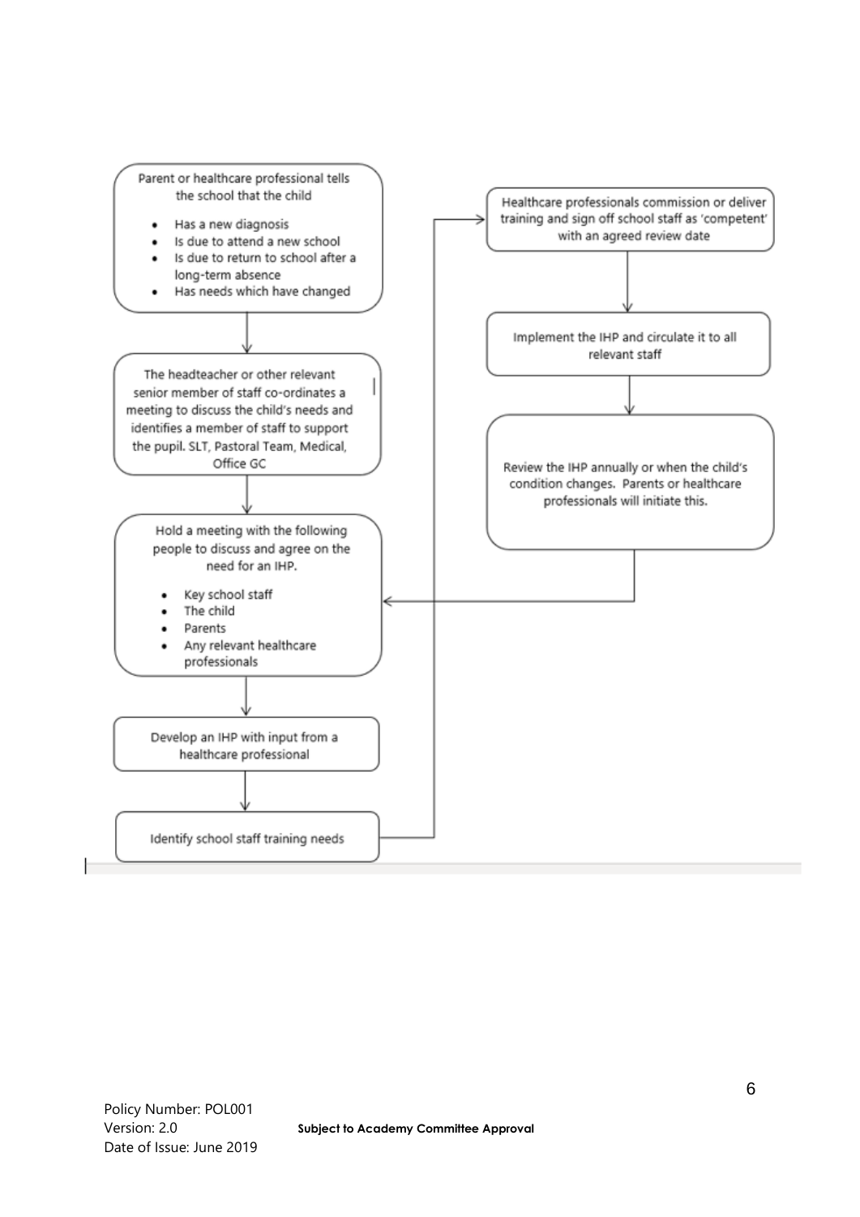Parent or healthcare professional tells the school that the child

- Has a new diagnosis
- Is due to attend a new school
- Is due to return to school after a long-term absence
- Has needs which have changed

↓

The headteacher or other relevant senior member of staff co-ordinates a meeting to discuss the child's needs and identifies a member of staff to support the pupil. SLT, Pastoral Team, Medical, Office GC

↓

Hold a meeting with the following people to discuss and agree on the need for an IHP.

- Key school staff
- The child
- Parents
- Any relevant healthcare professionals

↓

Develop an IHP with input from a healthcare professional

↓

Identify school staff training needs

↓

Healthcare professionals commission or deliver training and sign off school staff as 'competent' with an agreed review date

↓

Implement the IHP and circulate it to all relevant staff

↓

Review the IHP annually or when the child's condition changes. Parents or healthcare professionals will initiate this.

↓ (returns to "Hold a meeting with the following people to discuss and agree on the need for an IHP.")

Policy Number: POL001
Version: 2.0
Date of Issue: June 2019

**Subject to Academy Committee Approval**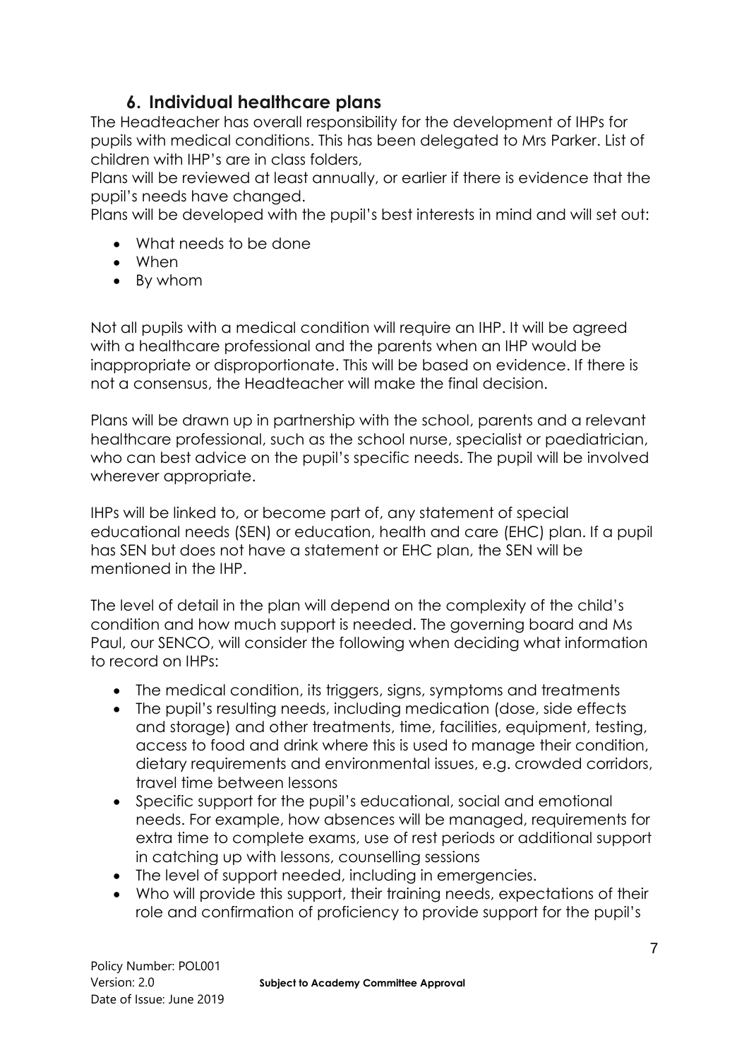## 6. Individual healthcare plans

The Headteacher has overall responsibility for the development of IHPs for pupils with medical conditions. This has been delegated to Mrs Parker. List of children with IHP's are in class folders,

Plans will be reviewed at least annually, or earlier if there is evidence that the pupil's needs have changed.

Plans will be developed with the pupil's best interests in mind and will set out:

- What needs to be done
- When
- By whom

Not all pupils with a medical condition will require an IHP. It will be agreed with a healthcare professional and the parents when an IHP would be inappropriate or disproportionate. This will be based on evidence. If there is not a consensus, the Headteacher will make the final decision.

Plans will be drawn up in partnership with the school, parents and a relevant healthcare professional, such as the school nurse, specialist or paediatrician, who can best advice on the pupil's specific needs. The pupil will be involved wherever appropriate.

IHPs will be linked to, or become part of, any statement of special educational needs (SEN) or education, health and care (EHC) plan. If a pupil has SEN but does not have a statement or EHC plan, the SEN will be mentioned in the IHP.

The level of detail in the plan will depend on the complexity of the child's condition and how much support is needed. The governing board and Ms Paul, our SENCO, will consider the following when deciding what information to record on IHPs:

- The medical condition, its triggers, signs, symptoms and treatments
- The pupil's resulting needs, including medication (dose, side effects and storage) and other treatments, time, facilities, equipment, testing, access to food and drink where this is used to manage their condition, dietary requirements and environmental issues, e.g. crowded corridors, travel time between lessons
- Specific support for the pupil's educational, social and emotional needs. For example, how absences will be managed, requirements for extra time to complete exams, use of rest periods or additional support in catching up with lessons, counselling sessions
- The level of support needed, including in emergencies.
- Who will provide this support, their training needs, expectations of their role and confirmation of proficiency to provide support for the pupil's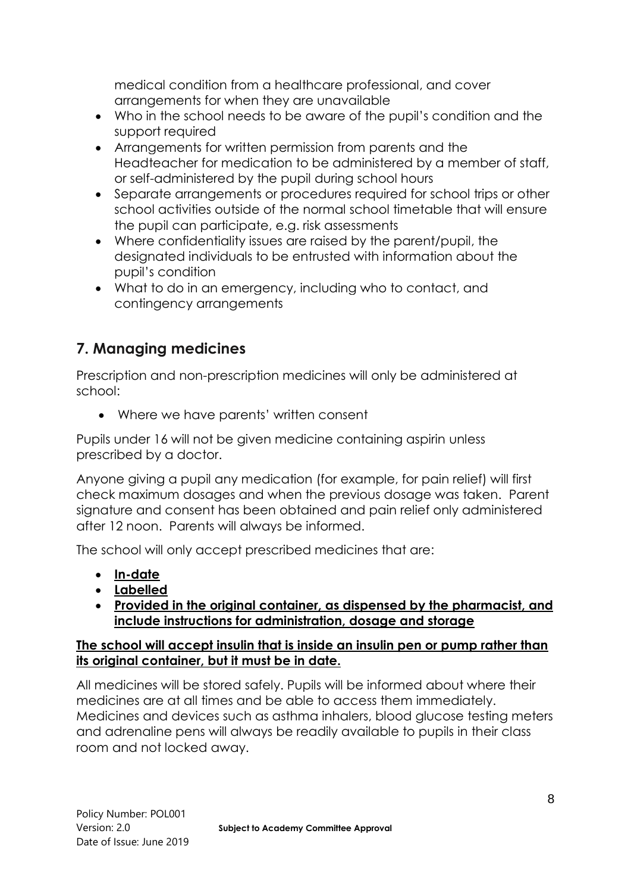medical condition from a healthcare professional, and cover arrangements for when they are unavailable

- Who in the school needs to be aware of the pupil's condition and the support required
- Arrangements for written permission from parents and the Headteacher for medication to be administered by a member of staff, or self-administered by the pupil during school hours
- Separate arrangements or procedures required for school trips or other school activities outside of the normal school timetable that will ensure the pupil can participate, e.g. risk assessments
- Where confidentiality issues are raised by the parent/pupil, the designated individuals to be entrusted with information about the pupil's condition
- What to do in an emergency, including who to contact, and contingency arrangements

## 7. Managing medicines

Prescription and non-prescription medicines will only be administered at school:

- Where we have parents' written consent

Pupils under 16 will not be given medicine containing aspirin unless prescribed by a doctor.

Anyone giving a pupil any medication (for example, for pain relief) will first check maximum dosages and when the previous dosage was taken. Parent signature and consent has been obtained and pain relief only administered after 12 noon. Parents will always be informed.

The school will only accept prescribed medicines that are:

- **<u>In-date</u>**
- **<u>Labelled</u>**
- **<u>Provided in the original container, as dispensed by the pharmacist, and include instructions for administration, dosage and storage</u>**

**<u>The school will accept insulin that is inside an insulin pen or pump rather than its original container, but it must be in date.</u>**

All medicines will be stored safely. Pupils will be informed about where their medicines are at all times and be able to access them immediately. Medicines and devices such as asthma inhalers, blood glucose testing meters and adrenaline pens will always be readily available to pupils in their class room and not locked away.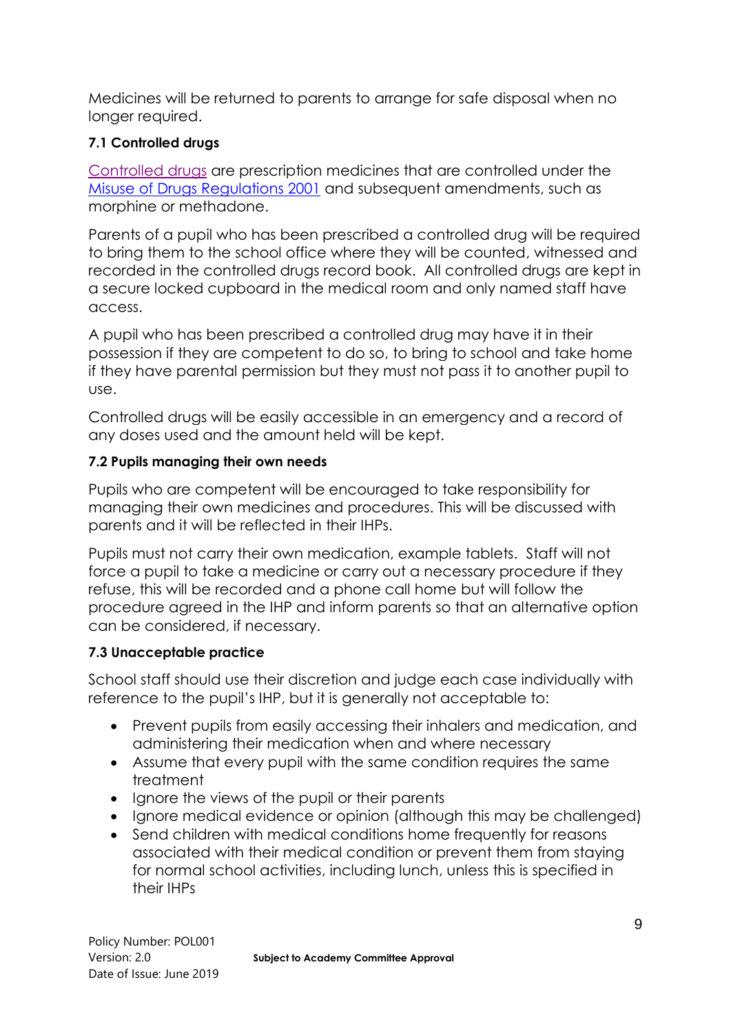Medicines will be returned to parents to arrange for safe disposal when no longer required.

**7.1 Controlled drugs**

[Controlled drugs](#) are prescription medicines that are controlled under the [Misuse of Drugs Regulations 2001](#) and subsequent amendments, such as morphine or methadone.

Parents of a pupil who has been prescribed a controlled drug will be required to bring them to the school office where they will be counted, witnessed and recorded in the controlled drugs record book. All controlled drugs are kept in a secure locked cupboard in the medical room and only named staff have access.

A pupil who has been prescribed a controlled drug may have it in their possession if they are competent to do so, to bring to school and take home if they have parental permission but they must not pass it to another pupil to use.

Controlled drugs will be easily accessible in an emergency and a record of any doses used and the amount held will be kept.

**7.2 Pupils managing their own needs**

Pupils who are competent will be encouraged to take responsibility for managing their own medicines and procedures. This will be discussed with parents and it will be reflected in their IHPs.

Pupils must not carry their own medication, example tablets. Staff will not force a pupil to take a medicine or carry out a necessary procedure if they refuse, this will be recorded and a phone call home but will follow the procedure agreed in the IHP and inform parents so that an alternative option can be considered, if necessary.

**7.3 Unacceptable practice**

School staff should use their discretion and judge each case individually with reference to the pupil's IHP, but it is generally not acceptable to:

- Prevent pupils from easily accessing their inhalers and medication, and administering their medication when and where necessary
- Assume that every pupil with the same condition requires the same treatment
- Ignore the views of the pupil or their parents
- Ignore medical evidence or opinion (although this may be challenged)
- Send children with medical conditions home frequently for reasons associated with their medical condition or prevent them from staying for normal school activities, including lunch, unless this is specified in their IHPs

Policy Number: POL001
Version: 2.0
Date of Issue: June 2019

**Subject to Academy Committee Approval**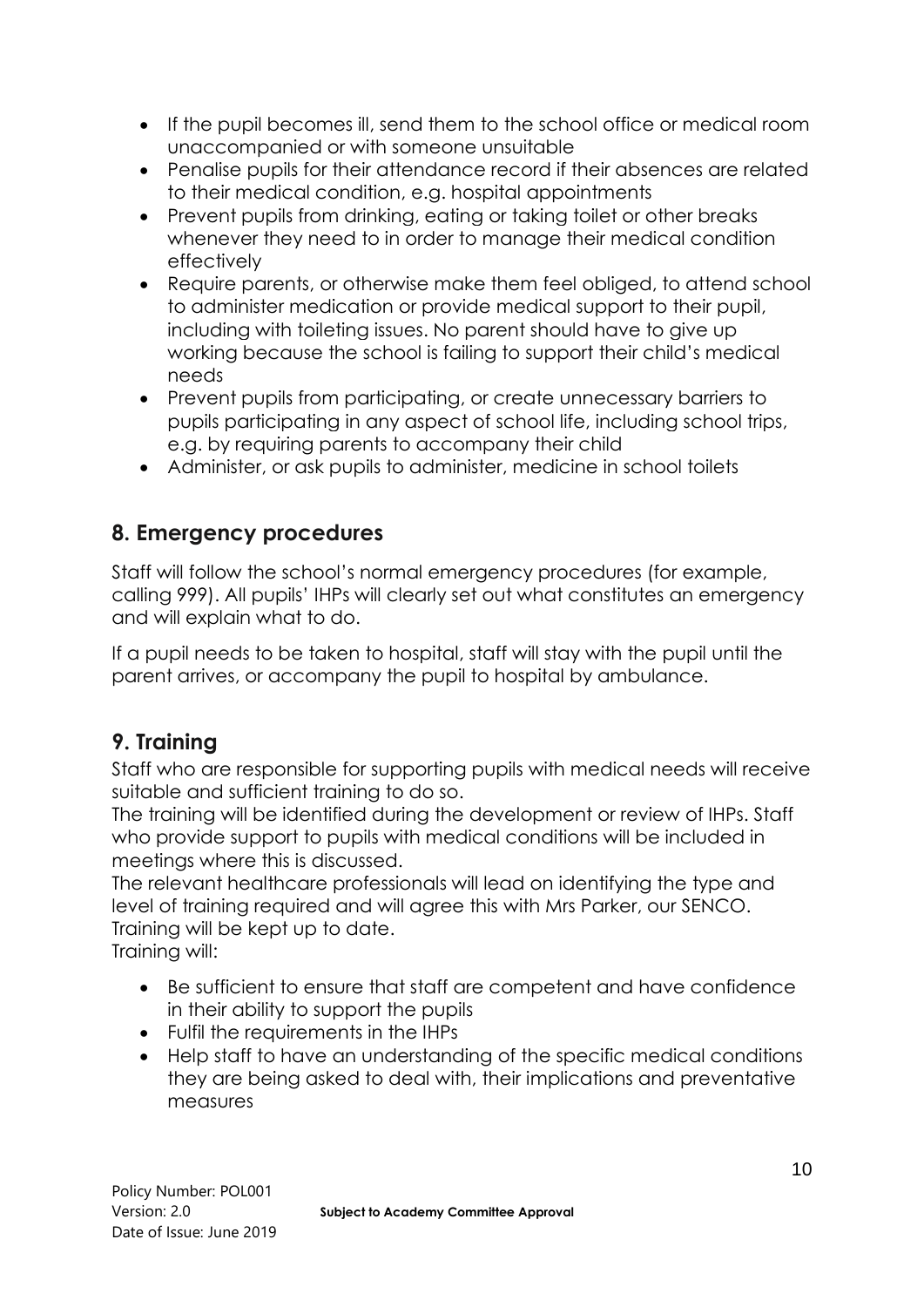- If the pupil becomes ill, send them to the school office or medical room unaccompanied or with someone unsuitable
- Penalise pupils for their attendance record if their absences are related to their medical condition, e.g. hospital appointments
- Prevent pupils from drinking, eating or taking toilet or other breaks whenever they need to in order to manage their medical condition effectively
- Require parents, or otherwise make them feel obliged, to attend school to administer medication or provide medical support to their pupil, including with toileting issues. No parent should have to give up working because the school is failing to support their child's medical needs
- Prevent pupils from participating, or create unnecessary barriers to pupils participating in any aspect of school life, including school trips, e.g. by requiring parents to accompany their child
- Administer, or ask pupils to administer, medicine in school toilets

## 8. Emergency procedures

Staff will follow the school's normal emergency procedures (for example, calling 999). All pupils' IHPs will clearly set out what constitutes an emergency and will explain what to do.

If a pupil needs to be taken to hospital, staff will stay with the pupil until the parent arrives, or accompany the pupil to hospital by ambulance.

## 9. Training

Staff who are responsible for supporting pupils with medical needs will receive suitable and sufficient training to do so.

The training will be identified during the development or review of IHPs. Staff who provide support to pupils with medical conditions will be included in meetings where this is discussed.

The relevant healthcare professionals will lead on identifying the type and level of training required and will agree this with Mrs Parker, our SENCO.

Training will be kept up to date.

Training will:

- Be sufficient to ensure that staff are competent and have confidence in their ability to support the pupils
- Fulfil the requirements in the IHPs
- Help staff to have an understanding of the specific medical conditions they are being asked to deal with, their implications and preventative measures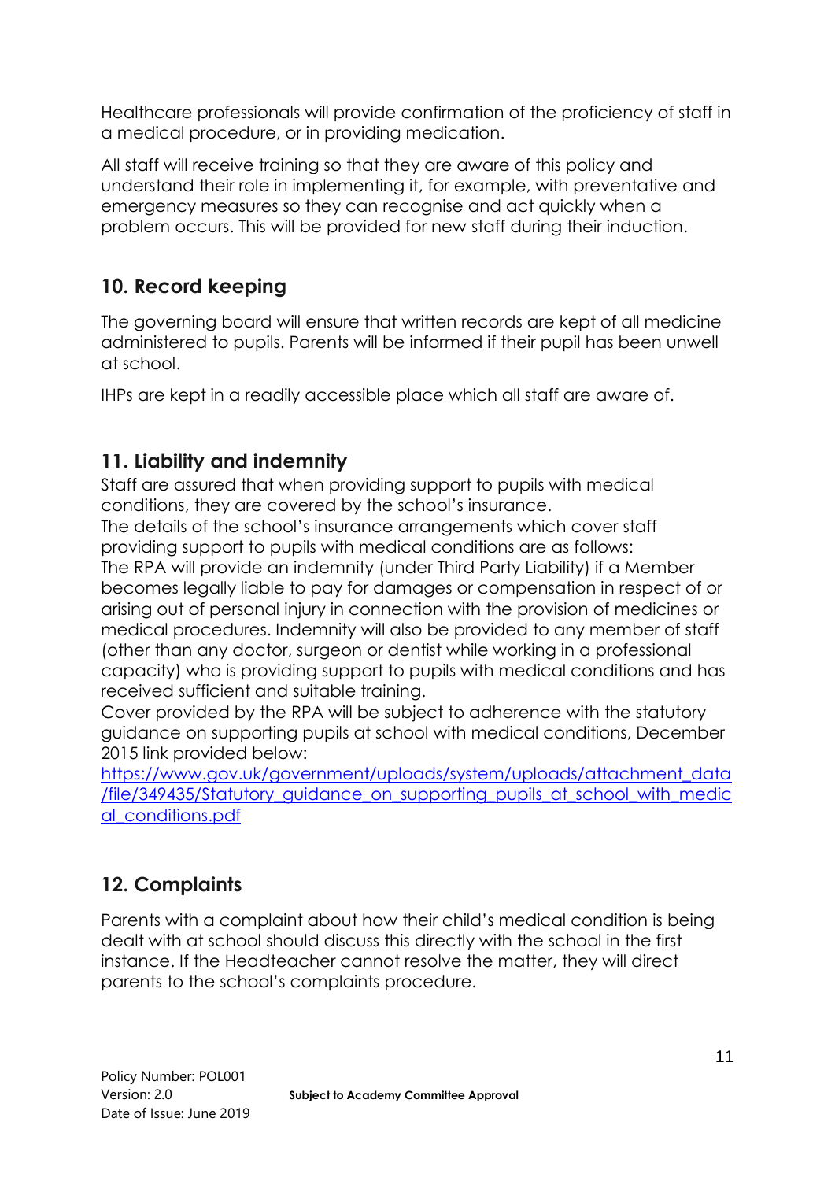Healthcare professionals will provide confirmation of the proficiency of staff in a medical procedure, or in providing medication.

All staff will receive training so that they are aware of this policy and understand their role in implementing it, for example, with preventative and emergency measures so they can recognise and act quickly when a problem occurs. This will be provided for new staff during their induction.

## 10. Record keeping

The governing board will ensure that written records are kept of all medicine administered to pupils. Parents will be informed if their pupil has been unwell at school.

IHPs are kept in a readily accessible place which all staff are aware of.

## 11. Liability and indemnity

Staff are assured that when providing support to pupils with medical conditions, they are covered by the school's insurance.

The details of the school's insurance arrangements which cover staff providing support to pupils with medical conditions are as follows:

The RPA will provide an indemnity (under Third Party Liability) if a Member becomes legally liable to pay for damages or compensation in respect of or arising out of personal injury in connection with the provision of medicines or medical procedures. Indemnity will also be provided to any member of staff (other than any doctor, surgeon or dentist while working in a professional capacity) who is providing support to pupils with medical conditions and has received sufficient and suitable training.

Cover provided by the RPA will be subject to adherence with the statutory guidance on supporting pupils at school with medical conditions, December 2015 link provided below:

[https://www.gov.uk/government/uploads/system/uploads/attachment_data/file/349435/Statutory_guidance_on_supporting_pupils_at_school_with_medical_conditions.pdf](https://www.gov.uk/government/uploads/system/uploads/attachment_data/file/349435/Statutory_guidance_on_supporting_pupils_at_school_with_medical_conditions.pdf)

## 12. Complaints

Parents with a complaint about how their child's medical condition is being dealt with at school should discuss this directly with the school in the first instance. If the Headteacher cannot resolve the matter, they will direct parents to the school's complaints procedure.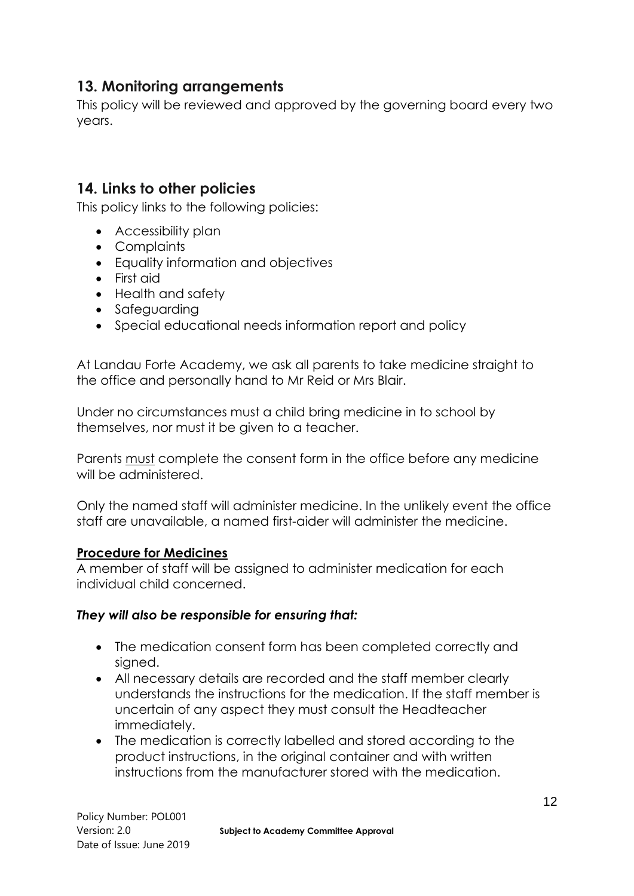## 13. Monitoring arrangements

This policy will be reviewed and approved by the governing board every two years.

## 14. Links to other policies

This policy links to the following policies:

- Accessibility plan
- Complaints
- Equality information and objectives
- First aid
- Health and safety
- Safeguarding
- Special educational needs information report and policy

At Landau Forte Academy, we ask all parents to take medicine straight to the office and personally hand to Mr Reid or Mrs Blair.

Under no circumstances must a child bring medicine in to school by themselves, nor must it be given to a teacher.

Parents <u>must</u> complete the consent form in the office before any medicine will be administered.

Only the named staff will administer medicine. In the unlikely event the office staff are unavailable, a named first-aider will administer the medicine.

**<u>Procedure for Medicines</u>**

A member of staff will be assigned to administer medication for each individual child concerned.

***They will also be responsible for ensuring that:***

- The medication consent form has been completed correctly and signed.
- All necessary details are recorded and the staff member clearly understands the instructions for the medication. If the staff member is uncertain of any aspect they must consult the Headteacher immediately.
- The medication is correctly labelled and stored according to the product instructions, in the original container and with written instructions from the manufacturer stored with the medication.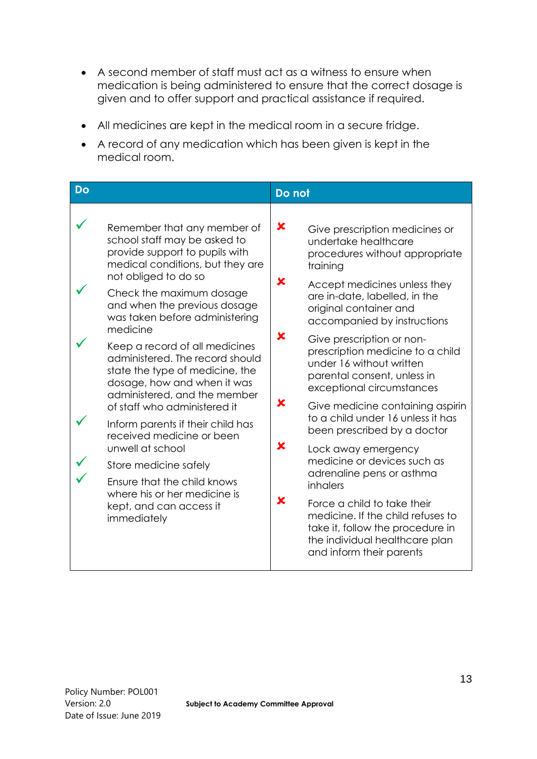- A second member of staff must act as a witness to ensure when medication is being administered to ensure that the correct dosage is given and to offer support and practical assistance if required.
- All medicines are kept in the medical room in a secure fridge.
- A record of any medication which has been given is kept in the medical room.

| Do | Do not |
|---|---|
| ✓ Remember that any member of school staff may be asked to provide support to pupils with medical conditions, but they are not obliged to do so | ✘ Give prescription medicines or undertake healthcare procedures without appropriate training |
| ✓ Check the maximum dosage and when the previous dosage was taken before administering medicine | ✘ Accept medicines unless they are in-date, labelled, in the original container and accompanied by instructions |
| ✓ Keep a record of all medicines administered. The record should state the type of medicine, the dosage, how and when it was administered, and the member of staff who administered it | ✘ Give prescription or non-prescription medicine to a child under 16 without written parental consent, unless in exceptional circumstances |
| ✓ Inform parents if their child has received medicine or been unwell at school | ✘ Give medicine containing aspirin to a child under 16 unless it has been prescribed by a doctor |
| ✓ Store medicine safely | ✘ Lock away emergency medicine or devices such as adrenaline pens or asthma inhalers |
| ✓ Ensure that the child knows where his or her medicine is kept, and can access it immediately | ✘ Force a child to take their medicine. If the child refuses to take it, follow the procedure in the individual healthcare plan and inform their parents |

Policy Number: POL001
Version: 2.0
Date of Issue: June 2019

**Subject to Academy Committee Approval**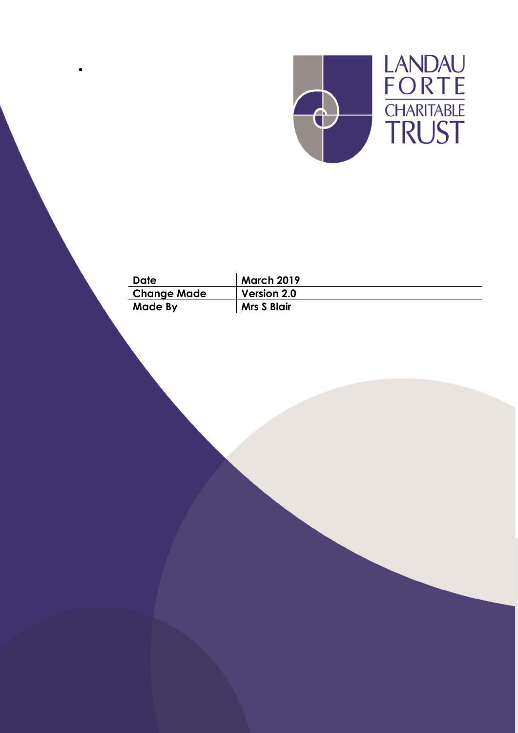LANDAU FORTE CHARITABLE TRUST

| | |
|---|---|
| **Date** | **March 2019** |
| **Change Made** | **Version 2.0** |
| **Made By** | **Mrs S Blair** |